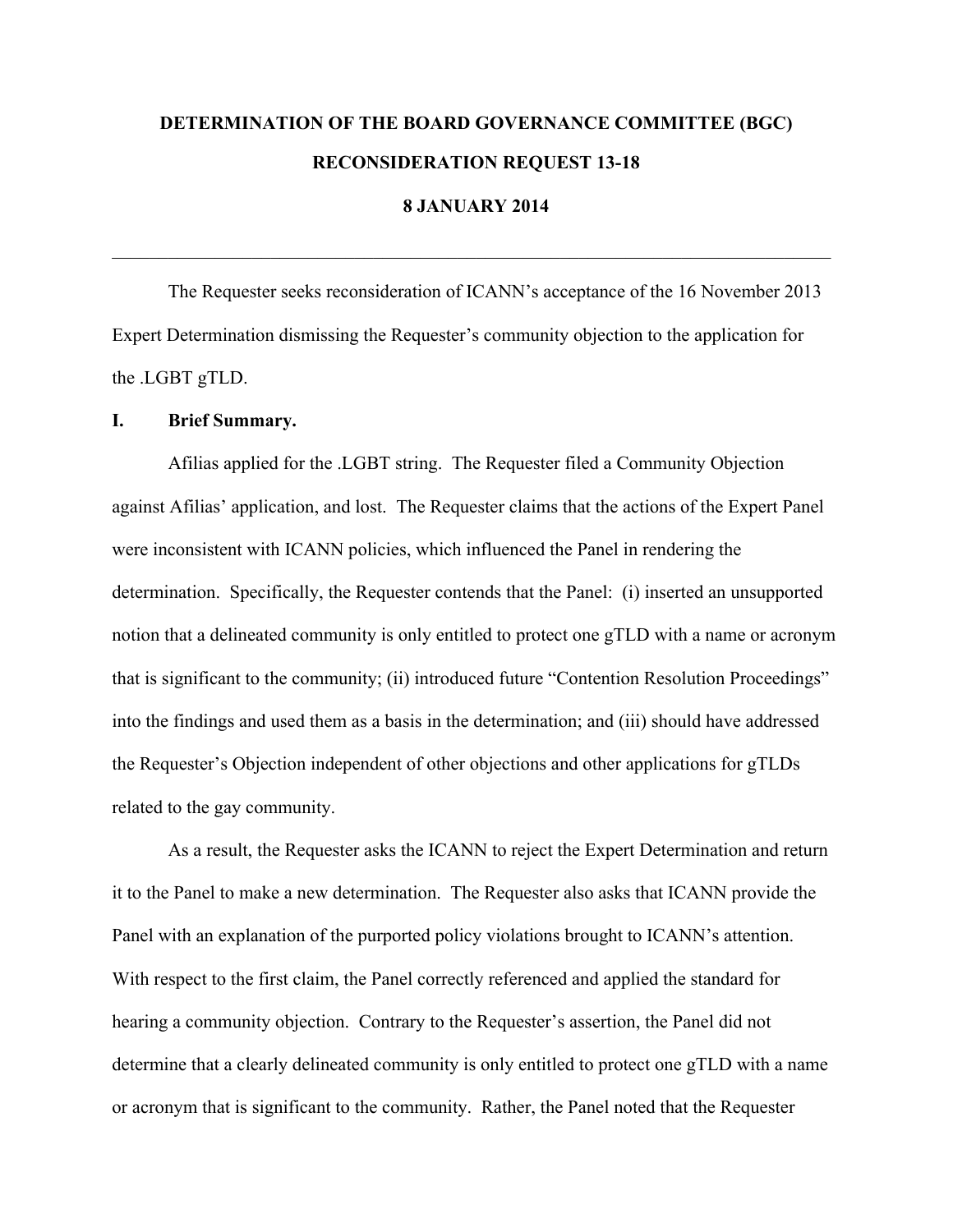# DETERMINATION OF THE BOARD GOVERNANCE COMMITTEE (BGC)

## RECONSIDERATION REQUEST 13-18

### 8 JANUARY 2014

---

The Requester seeks reconsideration of ICANN's acceptance of the 16 November 2013 Expert Determination dismissing the Requester's community objection to the application for the .LGBT gTLD.

## I. Brief Summary.

Afilias applied for the .LGBT string. The Requester filed a Community Objection against Afilias' application, and lost. The Requester claims that the actions of the Expert Panel were inconsistent with ICANN policies, which influenced the Panel in rendering the determination. Specifically, the Requester contends that the Panel: (i) inserted an unsupported notion that a delineated community is only entitled to protect one gTLD with a name or acronym that is significant to the community; (ii) introduced future "Contention Resolution Proceedings" into the findings and used them as a basis in the determination; and (iii) should have addressed the Requester's Objection independent of other objections and other applications for gTLDs related to the gay community.

As a result, the Requester asks the ICANN to reject the Expert Determination and return it to the Panel to make a new determination. The Requester also asks that ICANN provide the Panel with an explanation of the purported policy violations brought to ICANN's attention. With respect to the first claim, the Panel correctly referenced and applied the standard for hearing a community objection. Contrary to the Requester's assertion, the Panel did not determine that a clearly delineated community is only entitled to protect one gTLD with a name or acronym that is significant to the community. Rather, the Panel noted that the Requester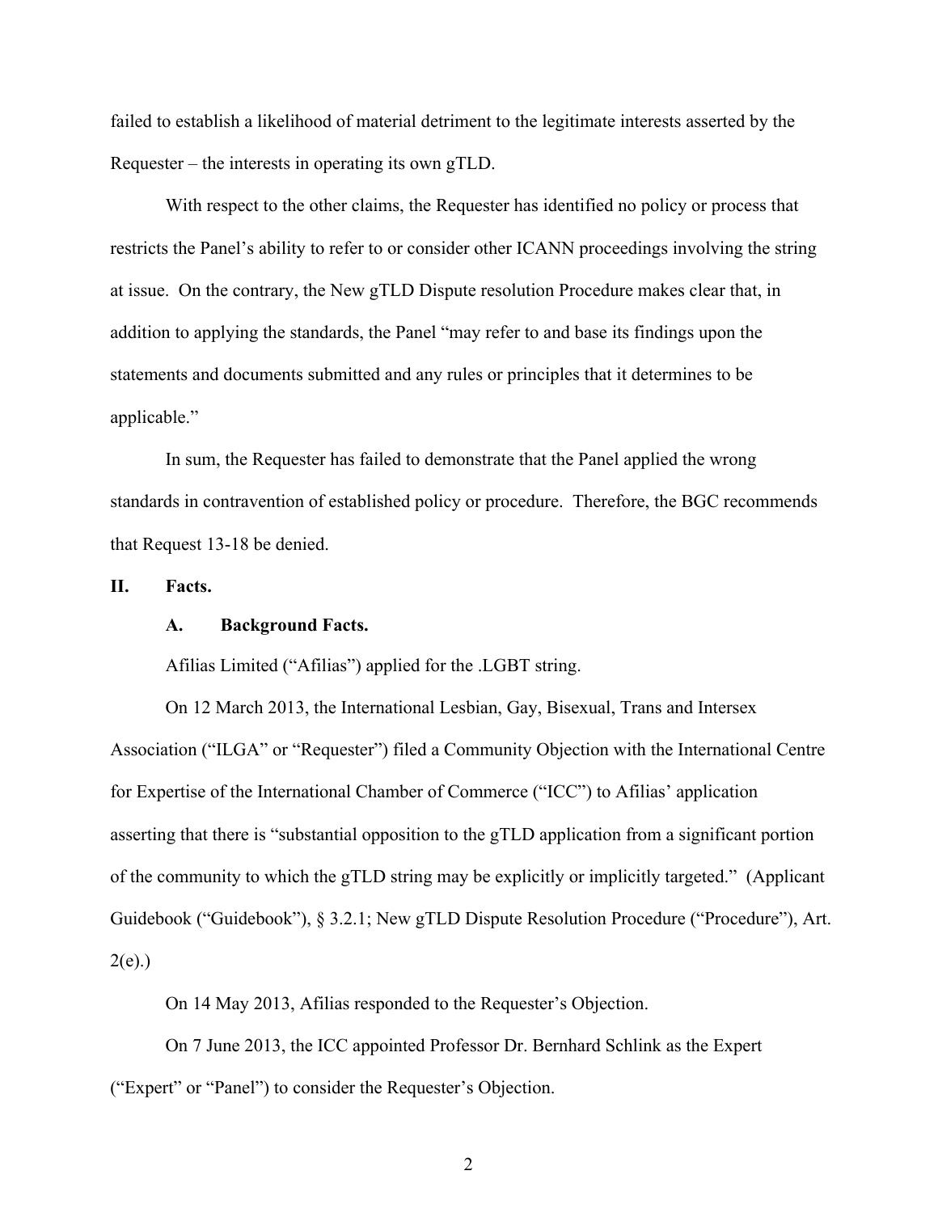failed to establish a likelihood of material detriment to the legitimate interests asserted by the Requester – the interests in operating its own gTLD.

With respect to the other claims, the Requester has identified no policy or process that restricts the Panel's ability to refer to or consider other ICANN proceedings involving the string at issue. On the contrary, the New gTLD Dispute resolution Procedure makes clear that, in addition to applying the standards, the Panel "may refer to and base its findings upon the statements and documents submitted and any rules or principles that it determines to be applicable."

In sum, the Requester has failed to demonstrate that the Panel applied the wrong standards in contravention of established policy or procedure. Therefore, the BGC recommends that Request 13-18 be denied.

## II. Facts.

### A. Background Facts.

Afilias Limited ("Afilias") applied for the .LGBT string.

On 12 March 2013, the International Lesbian, Gay, Bisexual, Trans and Intersex Association ("ILGA" or "Requester") filed a Community Objection with the International Centre for Expertise of the International Chamber of Commerce ("ICC") to Afilias' application asserting that there is "substantial opposition to the gTLD application from a significant portion of the community to which the gTLD string may be explicitly or implicitly targeted." (Applicant Guidebook ("Guidebook"), § 3.2.1; New gTLD Dispute Resolution Procedure ("Procedure"), Art. 2(e).)

On 14 May 2013, Afilias responded to the Requester's Objection.

On 7 June 2013, the ICC appointed Professor Dr. Bernhard Schlink as the Expert ("Expert" or "Panel") to consider the Requester's Objection.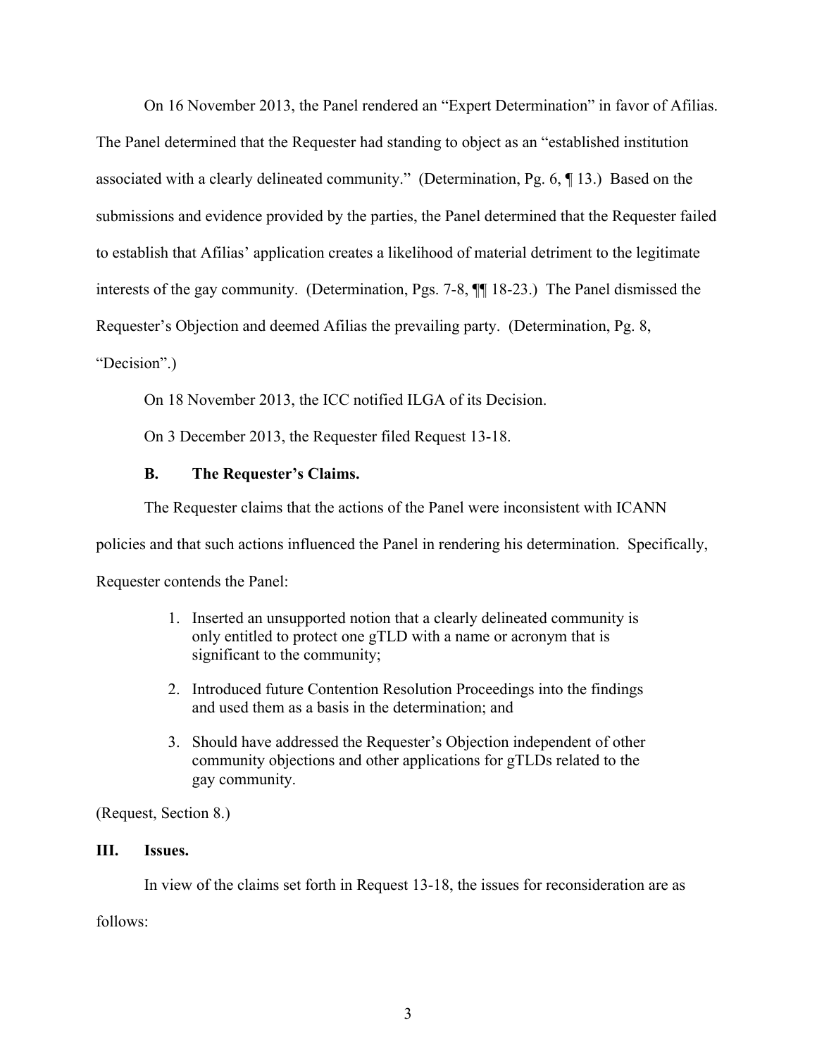On 16 November 2013, the Panel rendered an "Expert Determination" in favor of Afilias. The Panel determined that the Requester had standing to object as an "established institution associated with a clearly delineated community." (Determination, Pg. 6, ¶ 13.) Based on the submissions and evidence provided by the parties, the Panel determined that the Requester failed to establish that Afilias' application creates a likelihood of material detriment to the legitimate interests of the gay community. (Determination, Pgs. 7-8, ¶¶ 18-23.) The Panel dismissed the Requester's Objection and deemed Afilias the prevailing party. (Determination, Pg. 8, "Decision".)

On 18 November 2013, the ICC notified ILGA of its Decision.

On 3 December 2013, the Requester filed Request 13-18.

### B. The Requester's Claims.

The Requester claims that the actions of the Panel were inconsistent with ICANN policies and that such actions influenced the Panel in rendering his determination. Specifically, Requester contends the Panel:

1. Inserted an unsupported notion that a clearly delineated community is only entitled to protect one gTLD with a name or acronym that is significant to the community;
2. Introduced future Contention Resolution Proceedings into the findings and used them as a basis in the determination; and
3. Should have addressed the Requester's Objection independent of other community objections and other applications for gTLDs related to the gay community.

(Request, Section 8.)

## III. Issues.

In view of the claims set forth in Request 13-18, the issues for reconsideration are as follows: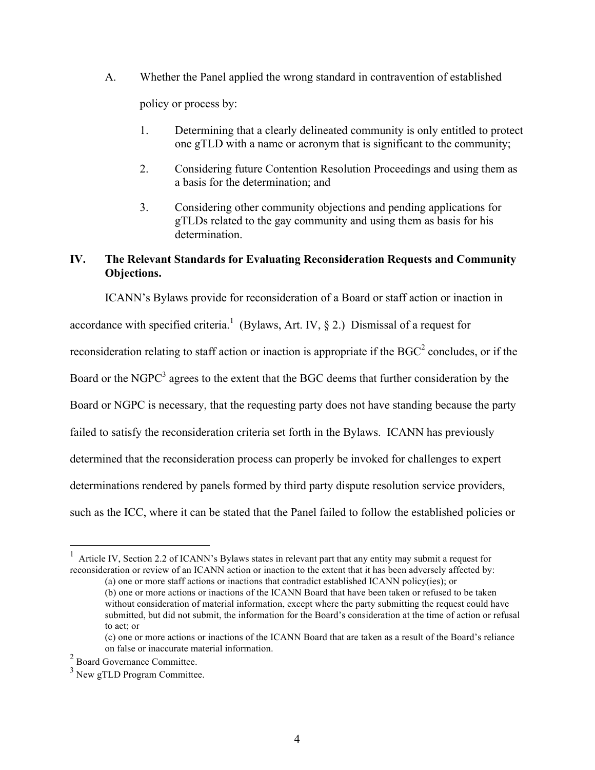A. Whether the Panel applied the wrong standard in contravention of established policy or process by:

1. Determining that a clearly delineated community is only entitled to protect one gTLD with a name or acronym that is significant to the community;

2. Considering future Contention Resolution Proceedings and using them as a basis for the determination; and

3. Considering other community objections and pending applications for gTLDs related to the gay community and using them as basis for his determination.

## IV. The Relevant Standards for Evaluating Reconsideration Requests and Community Objections.

ICANN's Bylaws provide for reconsideration of a Board or staff action or inaction in accordance with specified criteria.[1] (Bylaws, Art. IV, § 2.) Dismissal of a request for reconsideration relating to staff action or inaction is appropriate if the BGC[2] concludes, or if the Board or the NGPC[3] agrees to the extent that the BGC deems that further consideration by the Board or NGPC is necessary, that the requesting party does not have standing because the party failed to satisfy the reconsideration criteria set forth in the Bylaws. ICANN has previously determined that the reconsideration process can properly be invoked for challenges to expert determinations rendered by panels formed by third party dispute resolution service providers, such as the ICC, where it can be stated that the Panel failed to follow the established policies or

---

[1] Article IV, Section 2.2 of ICANN's Bylaws states in relevant part that any entity may submit a request for reconsideration or review of an ICANN action or inaction to the extent that it has been adversely affected by:

(a) one or more staff actions or inactions that contradict established ICANN policy(ies); or

(b) one or more actions or inactions of the ICANN Board that have been taken or refused to be taken without consideration of material information, except where the party submitting the request could have submitted, but did not submit, the information for the Board's consideration at the time of action or refusal to act; or

(c) one or more actions or inactions of the ICANN Board that are taken as a result of the Board's reliance on false or inaccurate material information.

[2] Board Governance Committee.

[3] New gTLD Program Committee.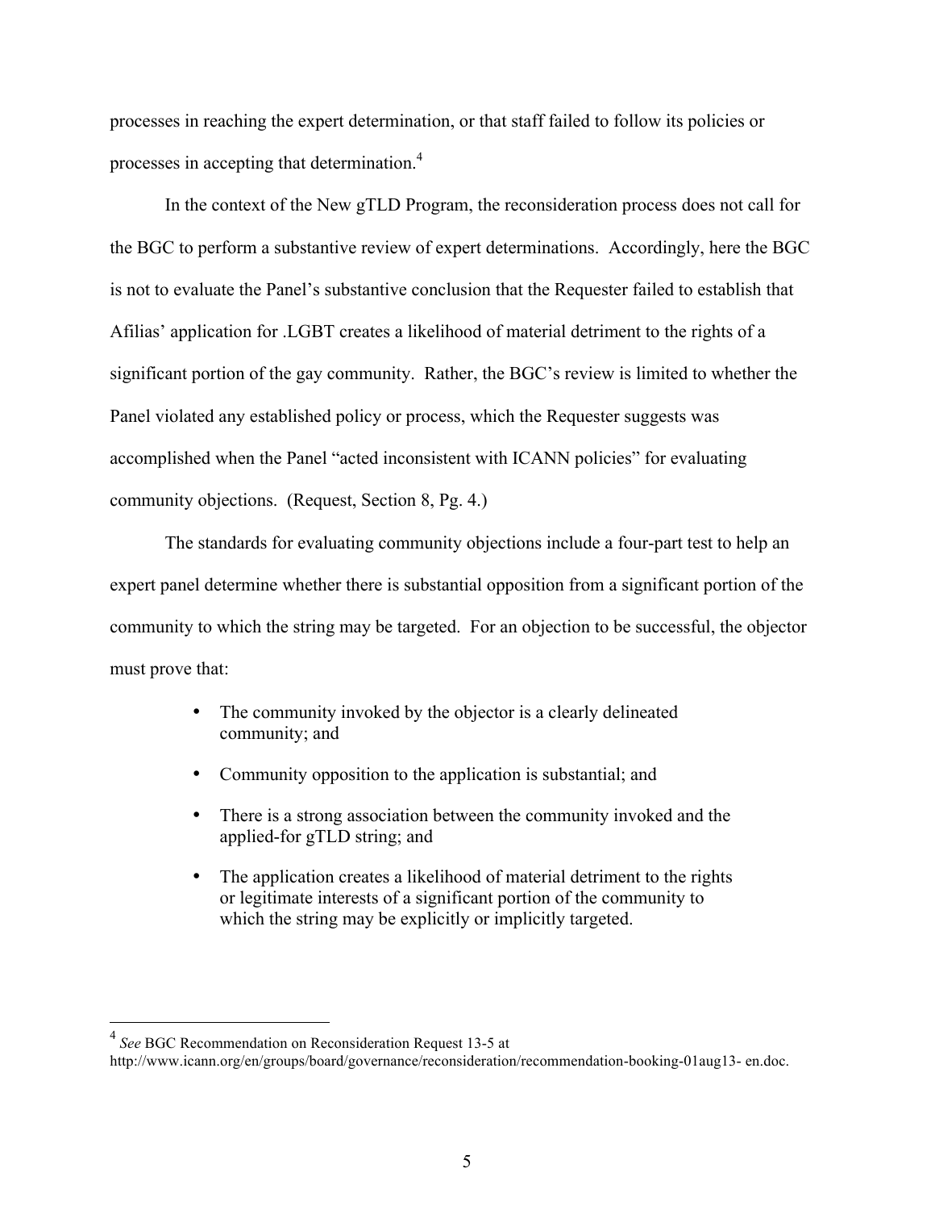processes in reaching the expert determination, or that staff failed to follow its policies or processes in accepting that determination.[4]

In the context of the New gTLD Program, the reconsideration process does not call for the BGC to perform a substantive review of expert determinations. Accordingly, here the BGC is not to evaluate the Panel's substantive conclusion that the Requester failed to establish that Afilias' application for .LGBT creates a likelihood of material detriment to the rights of a significant portion of the gay community. Rather, the BGC's review is limited to whether the Panel violated any established policy or process, which the Requester suggests was accomplished when the Panel "acted inconsistent with ICANN policies" for evaluating community objections. (Request, Section 8, Pg. 4.)

The standards for evaluating community objections include a four-part test to help an expert panel determine whether there is substantial opposition from a significant portion of the community to which the string may be targeted. For an objection to be successful, the objector must prove that:

- The community invoked by the objector is a clearly delineated community; and
- Community opposition to the application is substantial; and
- There is a strong association between the community invoked and the applied-for gTLD string; and
- The application creates a likelihood of material detriment to the rights or legitimate interests of a significant portion of the community to which the string may be explicitly or implicitly targeted.

---

[4] *See* BGC Recommendation on Reconsideration Request 13-5 at http://www.icann.org/en/groups/board/governance/reconsideration/recommendation-booking-01aug13- en.doc.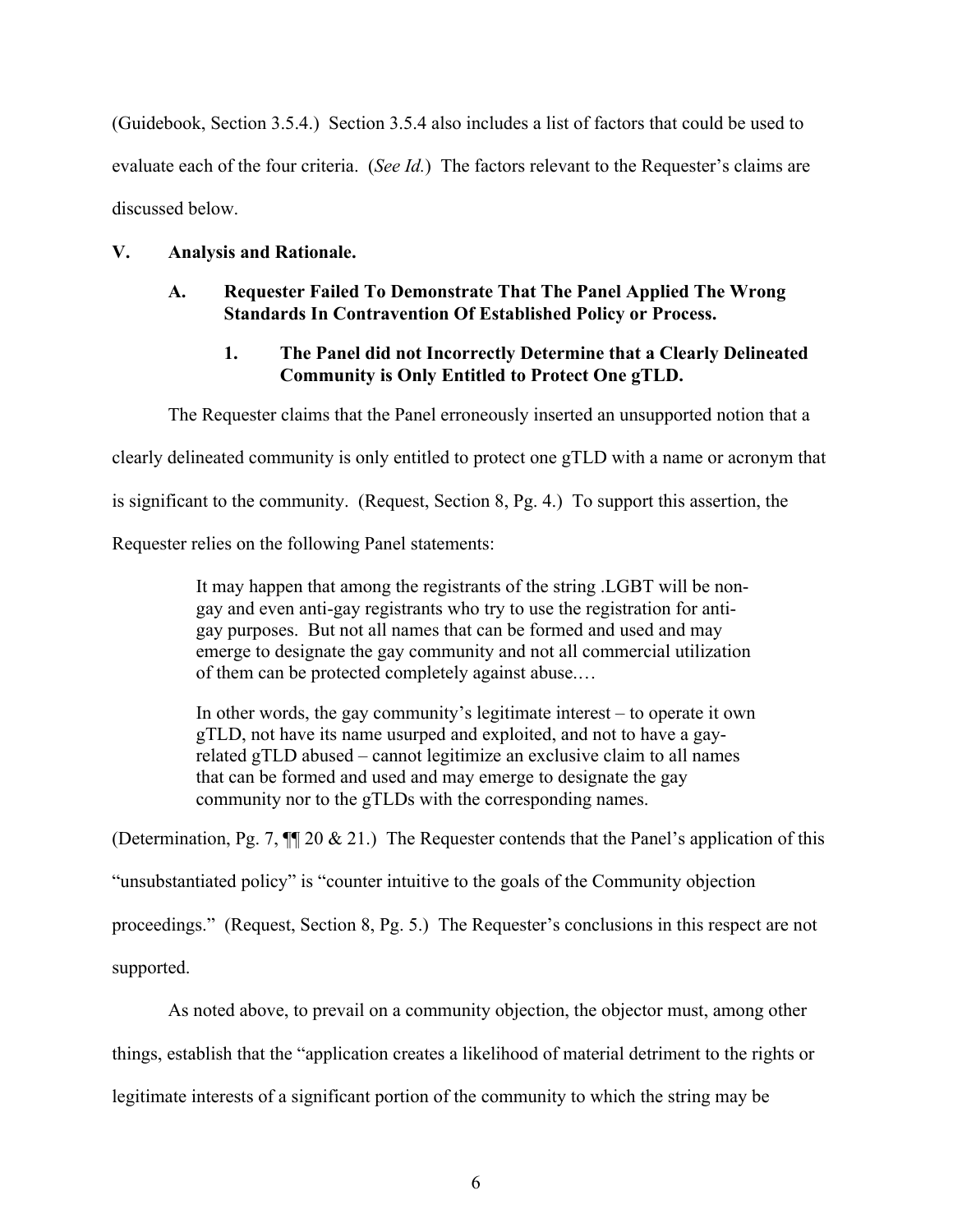(Guidebook, Section 3.5.4.) Section 3.5.4 also includes a list of factors that could be used to evaluate each of the four criteria. (*See Id.*) The factors relevant to the Requester's claims are discussed below.

## V. Analysis and Rationale.

### A. Requester Failed To Demonstrate That The Panel Applied The Wrong Standards In Contravention Of Established Policy or Process.

#### 1. The Panel did not Incorrectly Determine that a Clearly Delineated Community is Only Entitled to Protect One gTLD.

The Requester claims that the Panel erroneously inserted an unsupported notion that a clearly delineated community is only entitled to protect one gTLD with a name or acronym that is significant to the community. (Request, Section 8, Pg. 4.) To support this assertion, the Requester relies on the following Panel statements:

> It may happen that among the registrants of the string .LGBT will be non-gay and even anti-gay registrants who try to use the registration for anti-gay purposes. But not all names that can be formed and used and may emerge to designate the gay community and not all commercial utilization of them can be protected completely against abuse.…
>
> In other words, the gay community's legitimate interest – to operate it own gTLD, not have its name usurped and exploited, and not to have a gay-related gTLD abused – cannot legitimize an exclusive claim to all names that can be formed and used and may emerge to designate the gay community nor to the gTLDs with the corresponding names.

(Determination, Pg. 7, ¶¶ 20 & 21.) The Requester contends that the Panel's application of this "unsubstantiated policy" is "counter intuitive to the goals of the Community objection proceedings." (Request, Section 8, Pg. 5.) The Requester's conclusions in this respect are not supported.

As noted above, to prevail on a community objection, the objector must, among other things, establish that the "application creates a likelihood of material detriment to the rights or legitimate interests of a significant portion of the community to which the string may be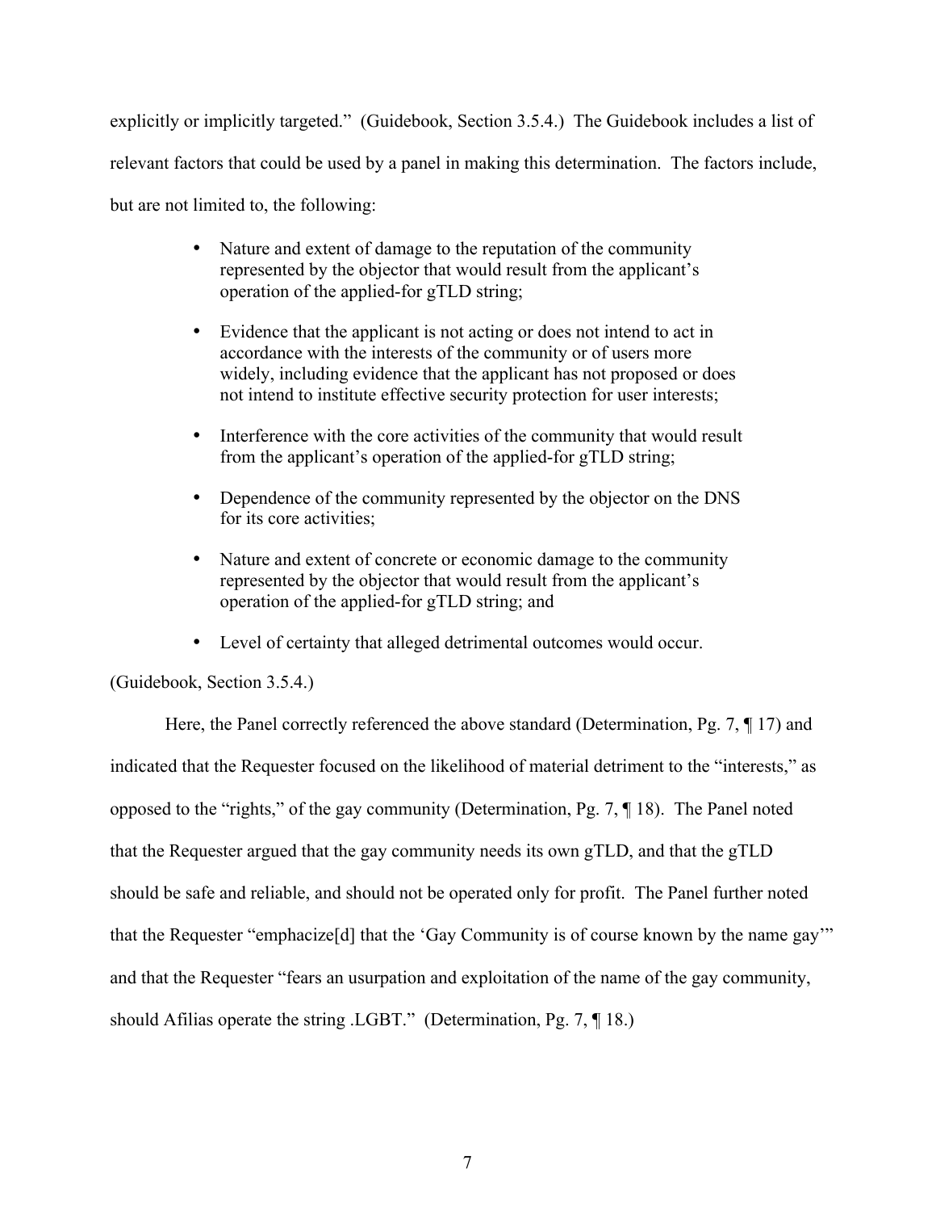explicitly or implicitly targeted." (Guidebook, Section 3.5.4.) The Guidebook includes a list of relevant factors that could be used by a panel in making this determination. The factors include, but are not limited to, the following:

- Nature and extent of damage to the reputation of the community represented by the objector that would result from the applicant's operation of the applied-for gTLD string;
- Evidence that the applicant is not acting or does not intend to act in accordance with the interests of the community or of users more widely, including evidence that the applicant has not proposed or does not intend to institute effective security protection for user interests;
- Interference with the core activities of the community that would result from the applicant's operation of the applied-for gTLD string;
- Dependence of the community represented by the objector on the DNS for its core activities;
- Nature and extent of concrete or economic damage to the community represented by the objector that would result from the applicant's operation of the applied-for gTLD string; and
- Level of certainty that alleged detrimental outcomes would occur.

(Guidebook, Section 3.5.4.)

Here, the Panel correctly referenced the above standard (Determination, Pg. 7, ¶ 17) and indicated that the Requester focused on the likelihood of material detriment to the "interests," as opposed to the "rights," of the gay community (Determination, Pg. 7, ¶ 18). The Panel noted that the Requester argued that the gay community needs its own gTLD, and that the gTLD should be safe and reliable, and should not be operated only for profit. The Panel further noted that the Requester "emphacize[d] that the 'Gay Community is of course known by the name gay'" and that the Requester "fears an usurpation and exploitation of the name of the gay community, should Afilias operate the string .LGBT." (Determination, Pg. 7, ¶ 18.)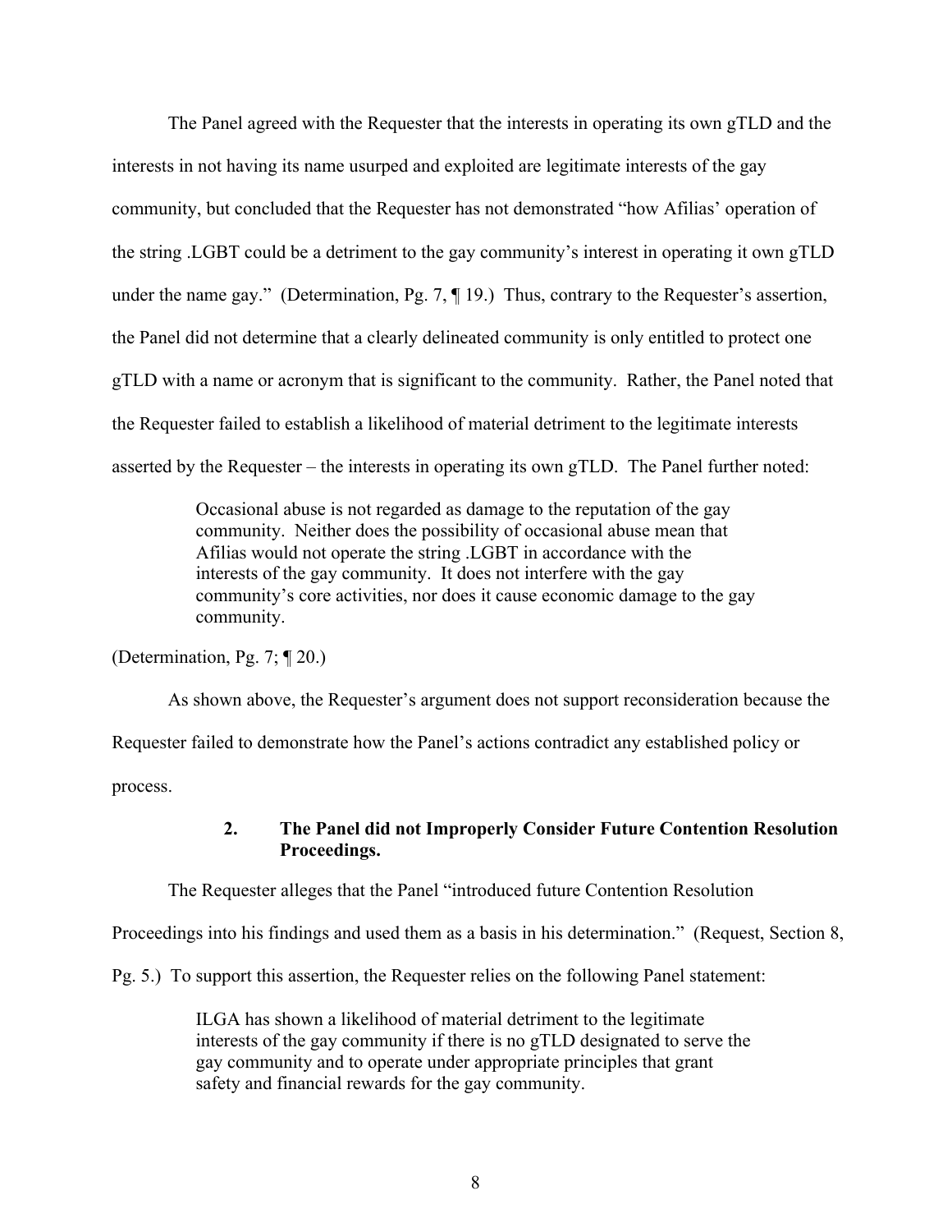The Panel agreed with the Requester that the interests in operating its own gTLD and the interests in not having its name usurped and exploited are legitimate interests of the gay community, but concluded that the Requester has not demonstrated "how Afilias' operation of the string .LGBT could be a detriment to the gay community's interest in operating it own gTLD under the name gay." (Determination, Pg. 7, ¶ 19.) Thus, contrary to the Requester's assertion, the Panel did not determine that a clearly delineated community is only entitled to protect one gTLD with a name or acronym that is significant to the community. Rather, the Panel noted that the Requester failed to establish a likelihood of material detriment to the legitimate interests asserted by the Requester – the interests in operating its own gTLD. The Panel further noted:

> Occasional abuse is not regarded as damage to the reputation of the gay community. Neither does the possibility of occasional abuse mean that Afilias would not operate the string .LGBT in accordance with the interests of the gay community. It does not interfere with the gay community's core activities, nor does it cause economic damage to the gay community.

(Determination, Pg. 7; ¶ 20.)

As shown above, the Requester's argument does not support reconsideration because the Requester failed to demonstrate how the Panel's actions contradict any established policy or process.

**2. The Panel did not Improperly Consider Future Contention Resolution Proceedings.**

The Requester alleges that the Panel "introduced future Contention Resolution Proceedings into his findings and used them as a basis in his determination." (Request, Section 8, Pg. 5.) To support this assertion, the Requester relies on the following Panel statement:

> ILGA has shown a likelihood of material detriment to the legitimate interests of the gay community if there is no gTLD designated to serve the gay community and to operate under appropriate principles that grant safety and financial rewards for the gay community.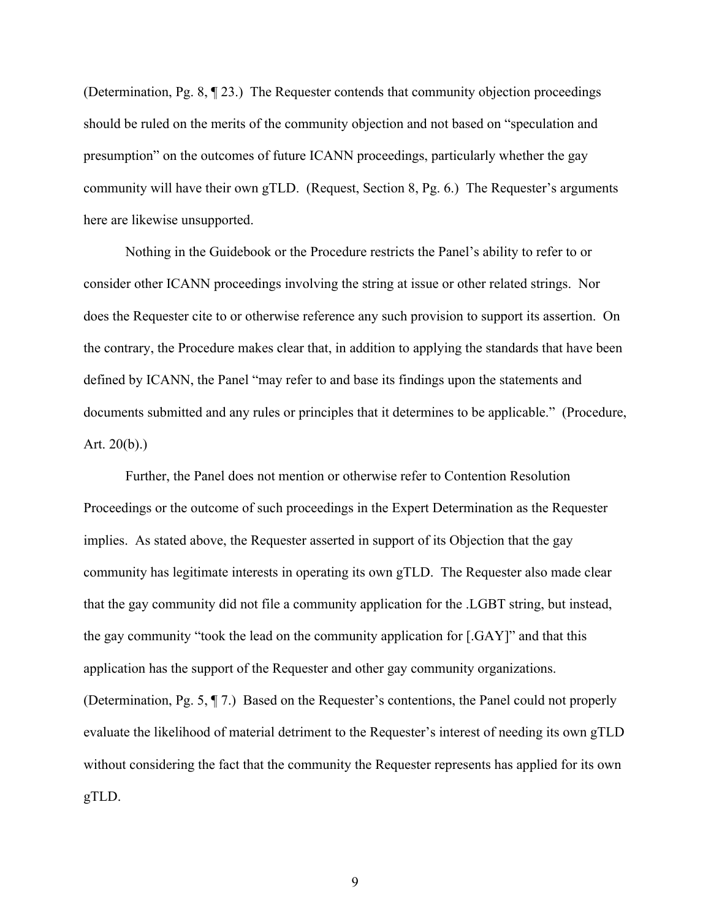(Determination, Pg. 8, ¶ 23.) The Requester contends that community objection proceedings should be ruled on the merits of the community objection and not based on "speculation and presumption" on the outcomes of future ICANN proceedings, particularly whether the gay community will have their own gTLD. (Request, Section 8, Pg. 6.) The Requester's arguments here are likewise unsupported.

Nothing in the Guidebook or the Procedure restricts the Panel's ability to refer to or consider other ICANN proceedings involving the string at issue or other related strings. Nor does the Requester cite to or otherwise reference any such provision to support its assertion. On the contrary, the Procedure makes clear that, in addition to applying the standards that have been defined by ICANN, the Panel "may refer to and base its findings upon the statements and documents submitted and any rules or principles that it determines to be applicable." (Procedure, Art. 20(b).)

Further, the Panel does not mention or otherwise refer to Contention Resolution Proceedings or the outcome of such proceedings in the Expert Determination as the Requester implies. As stated above, the Requester asserted in support of its Objection that the gay community has legitimate interests in operating its own gTLD. The Requester also made clear that the gay community did not file a community application for the .LGBT string, but instead, the gay community "took the lead on the community application for [.GAY]" and that this application has the support of the Requester and other gay community organizations. (Determination, Pg. 5, ¶ 7.) Based on the Requester's contentions, the Panel could not properly evaluate the likelihood of material detriment to the Requester's interest of needing its own gTLD without considering the fact that the community the Requester represents has applied for its own gTLD.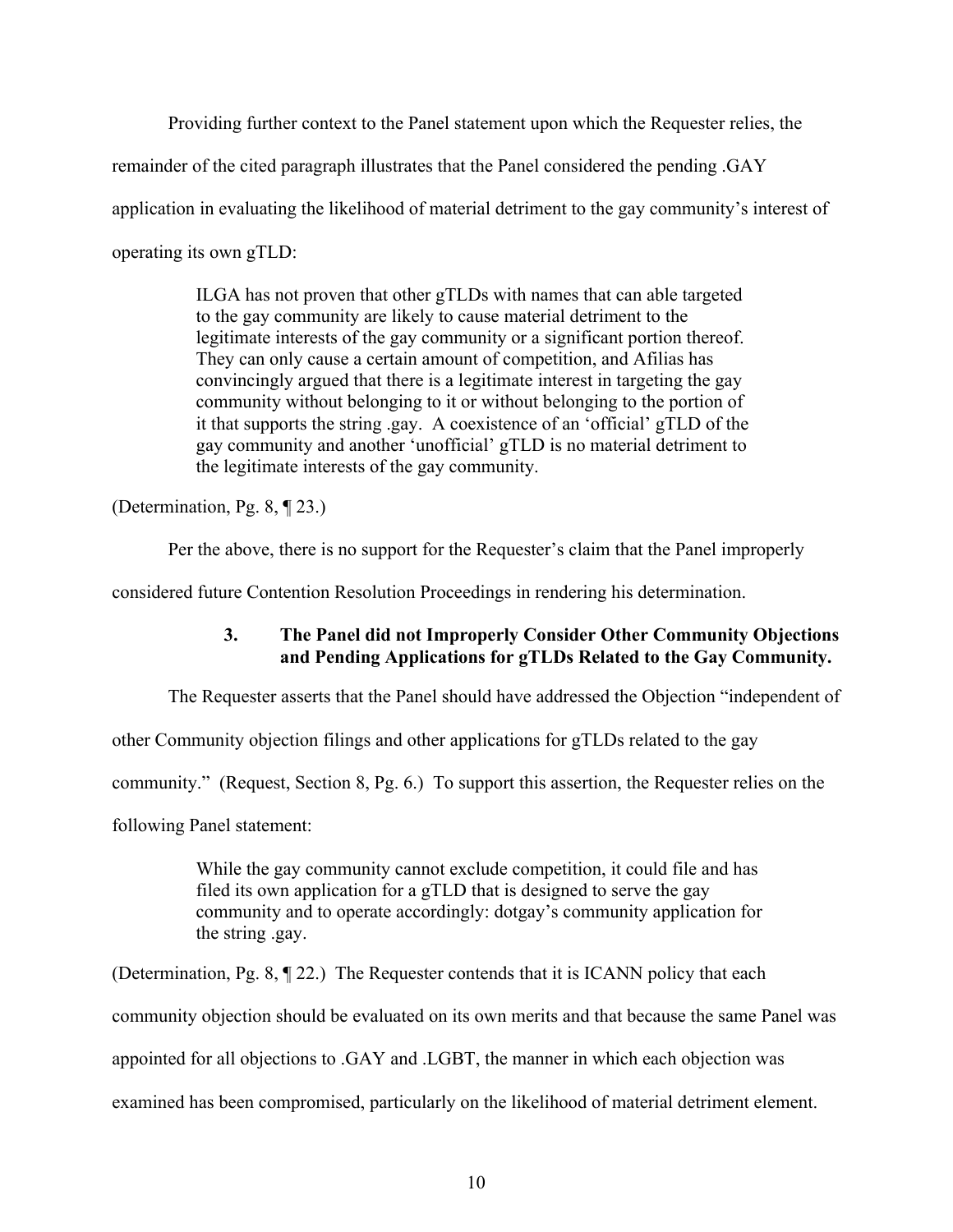Providing further context to the Panel statement upon which the Requester relies, the remainder of the cited paragraph illustrates that the Panel considered the pending .GAY application in evaluating the likelihood of material detriment to the gay community's interest of operating its own gTLD:

> ILGA has not proven that other gTLDs with names that can able targeted to the gay community are likely to cause material detriment to the legitimate interests of the gay community or a significant portion thereof. They can only cause a certain amount of competition, and Afilias has convincingly argued that there is a legitimate interest in targeting the gay community without belonging to it or without belonging to the portion of it that supports the string .gay. A coexistence of an 'official' gTLD of the gay community and another 'unofficial' gTLD is no material detriment to the legitimate interests of the gay community.

(Determination, Pg. 8, ¶ 23.)

Per the above, there is no support for the Requester's claim that the Panel improperly considered future Contention Resolution Proceedings in rendering his determination.

### 3. The Panel did not Improperly Consider Other Community Objections and Pending Applications for gTLDs Related to the Gay Community.

The Requester asserts that the Panel should have addressed the Objection "independent of other Community objection filings and other applications for gTLDs related to the gay community." (Request, Section 8, Pg. 6.) To support this assertion, the Requester relies on the following Panel statement:

> While the gay community cannot exclude competition, it could file and has filed its own application for a gTLD that is designed to serve the gay community and to operate accordingly: dotgay's community application for the string .gay.

(Determination, Pg. 8, ¶ 22.) The Requester contends that it is ICANN policy that each community objection should be evaluated on its own merits and that because the same Panel was appointed for all objections to .GAY and .LGBT, the manner in which each objection was examined has been compromised, particularly on the likelihood of material detriment element.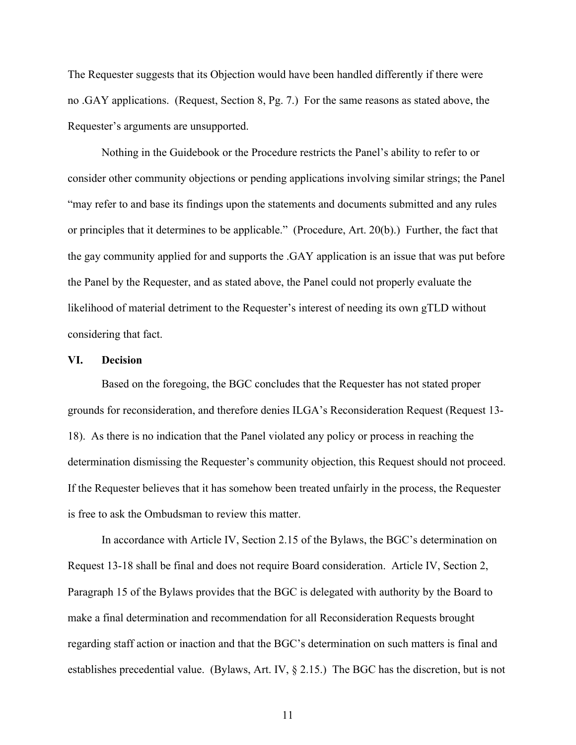The Requester suggests that its Objection would have been handled differently if there were no .GAY applications. (Request, Section 8, Pg. 7.) For the same reasons as stated above, the Requester's arguments are unsupported.

Nothing in the Guidebook or the Procedure restricts the Panel's ability to refer to or consider other community objections or pending applications involving similar strings; the Panel "may refer to and base its findings upon the statements and documents submitted and any rules or principles that it determines to be applicable." (Procedure, Art. 20(b).) Further, the fact that the gay community applied for and supports the .GAY application is an issue that was put before the Panel by the Requester, and as stated above, the Panel could not properly evaluate the likelihood of material detriment to the Requester's interest of needing its own gTLD without considering that fact.

## VI. Decision

Based on the foregoing, the BGC concludes that the Requester has not stated proper grounds for reconsideration, and therefore denies ILGA's Reconsideration Request (Request 13-18). As there is no indication that the Panel violated any policy or process in reaching the determination dismissing the Requester's community objection, this Request should not proceed. If the Requester believes that it has somehow been treated unfairly in the process, the Requester is free to ask the Ombudsman to review this matter.

In accordance with Article IV, Section 2.15 of the Bylaws, the BGC's determination on Request 13-18 shall be final and does not require Board consideration. Article IV, Section 2, Paragraph 15 of the Bylaws provides that the BGC is delegated with authority by the Board to make a final determination and recommendation for all Reconsideration Requests brought regarding staff action or inaction and that the BGC's determination on such matters is final and establishes precedential value. (Bylaws, Art. IV, § 2.15.) The BGC has the discretion, but is not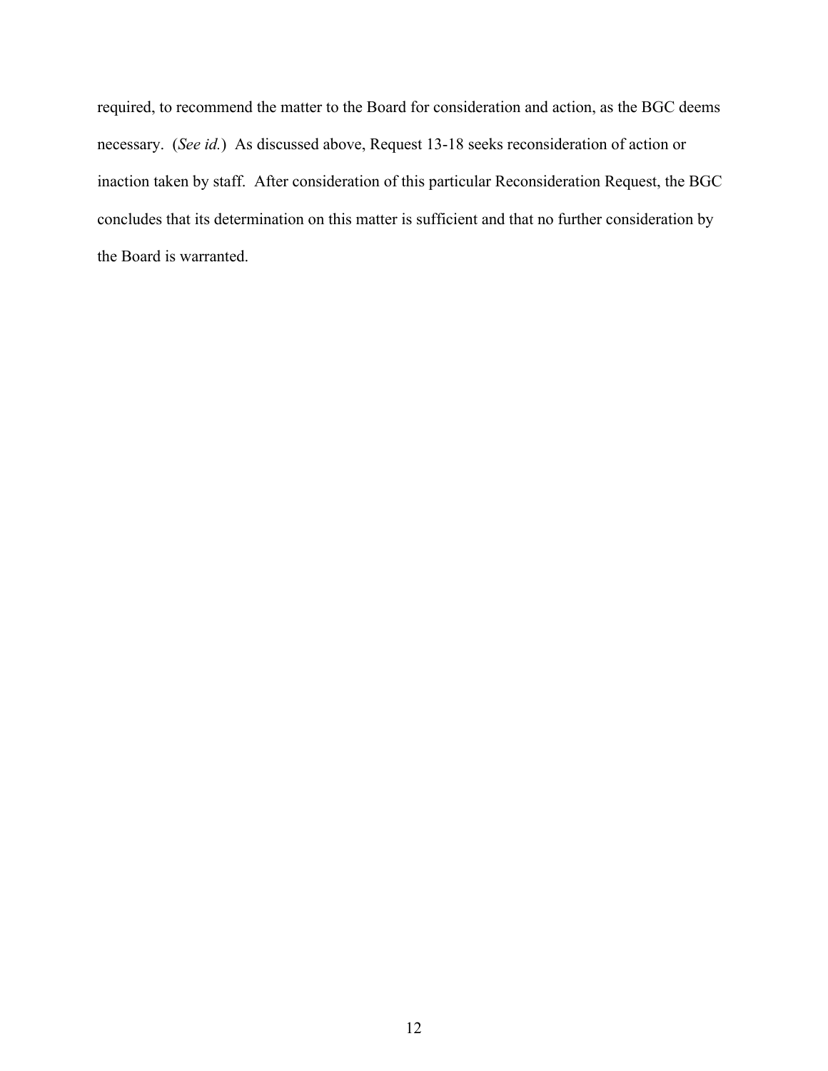required, to recommend the matter to the Board for consideration and action, as the BGC deems necessary. (*See id.*) As discussed above, Request 13-18 seeks reconsideration of action or inaction taken by staff. After consideration of this particular Reconsideration Request, the BGC concludes that its determination on this matter is sufficient and that no further consideration by the Board is warranted.